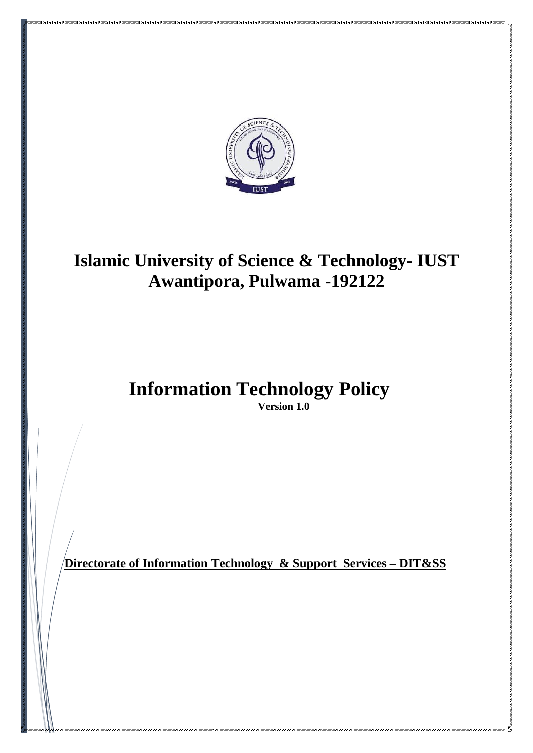# Islamic University of Science & Technology- IUST Awantipora, Pulwama -192122

# Information Technology Policy

**Version 1.0**

**Directorate of Information Technology & Support Services – DIT&SS**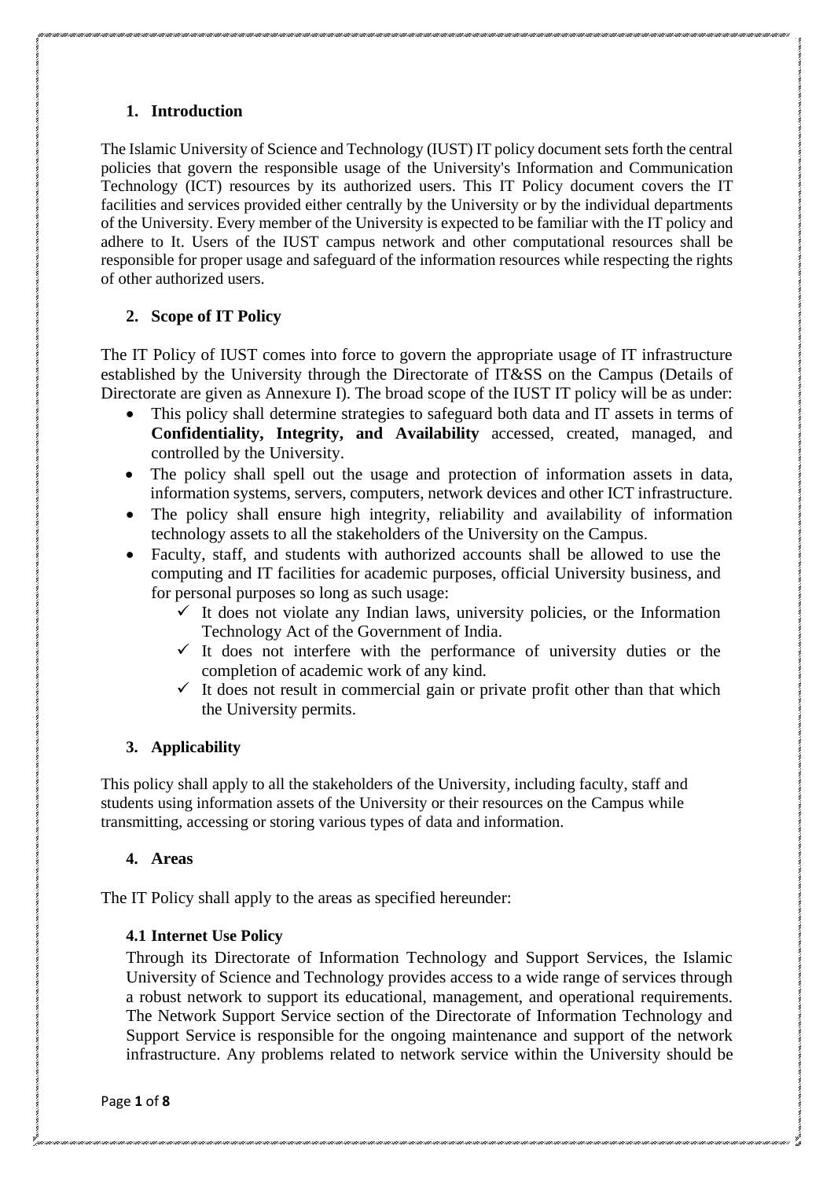## 1. Introduction

The Islamic University of Science and Technology (IUST) IT policy document sets forth the central policies that govern the responsible usage of the University's Information and Communication Technology (ICT) resources by its authorized users. This IT Policy document covers the IT facilities and services provided either centrally by the University or by the individual departments of the University. Every member of the University is expected to be familiar with the IT policy and adhere to It. Users of the IUST campus network and other computational resources shall be responsible for proper usage and safeguard of the information resources while respecting the rights of other authorized users.

## 2. Scope of IT Policy

The IT Policy of IUST comes into force to govern the appropriate usage of IT infrastructure established by the University through the Directorate of IT&SS on the Campus (Details of Directorate are given as Annexure I). The broad scope of the IUST IT policy will be as under:

- This policy shall determine strategies to safeguard both data and IT assets in terms of **Confidentiality, Integrity, and Availability** accessed, created, managed, and controlled by the University.
- The policy shall spell out the usage and protection of information assets in data, information systems, servers, computers, network devices and other ICT infrastructure.
- The policy shall ensure high integrity, reliability and availability of information technology assets to all the stakeholders of the University on the Campus.
- Faculty, staff, and students with authorized accounts shall be allowed to use the computing and IT facilities for academic purposes, official University business, and for personal purposes so long as such usage:
  - ✓ It does not violate any Indian laws, university policies, or the Information Technology Act of the Government of India.
  - ✓ It does not interfere with the performance of university duties or the completion of academic work of any kind.
  - ✓ It does not result in commercial gain or private profit other than that which the University permits.

## 3. Applicability

This policy shall apply to all the stakeholders of the University, including faculty, staff and students using information assets of the University or their resources on the Campus while transmitting, accessing or storing various types of data and information.

## 4. Areas

The IT Policy shall apply to the areas as specified hereunder:

### 4.1 Internet Use Policy

Through its Directorate of Information Technology and Support Services, the Islamic University of Science and Technology provides access to a wide range of services through a robust network to support its educational, management, and operational requirements. The Network Support Service section of the Directorate of Information Technology and Support Service is responsible for the ongoing maintenance and support of the network infrastructure. Any problems related to network service within the University should be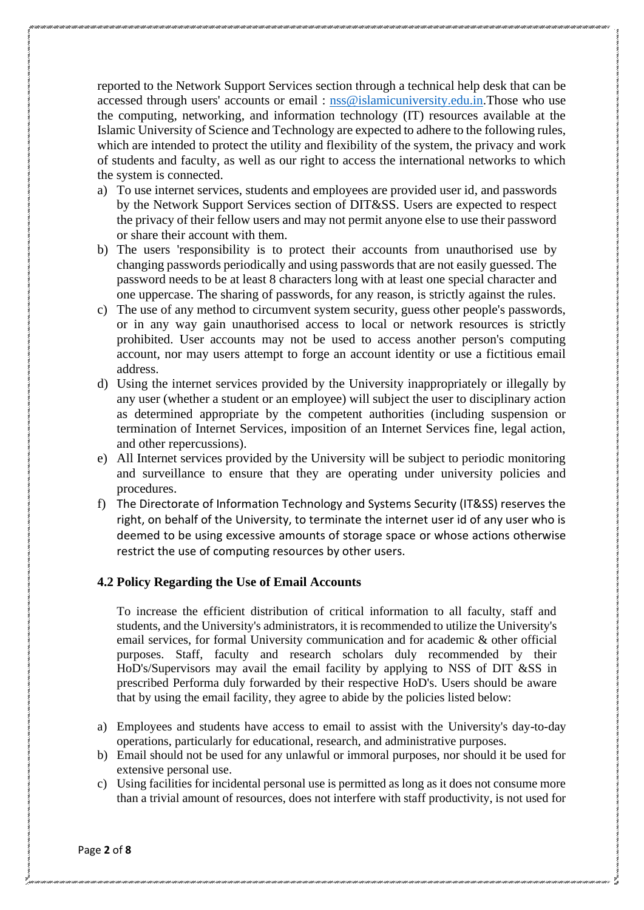reported to the Network Support Services section through a technical help desk that can be accessed through users' accounts or email : nss@islamicuniversity.edu.in.Those who use the computing, networking, and information technology (IT) resources available at the Islamic University of Science and Technology are expected to adhere to the following rules, which are intended to protect the utility and flexibility of the system, the privacy and work of students and faculty, as well as our right to access the international networks to which the system is connected.

a) To use internet services, students and employees are provided user id, and passwords by the Network Support Services section of DIT&SS. Users are expected to respect the privacy of their fellow users and may not permit anyone else to use their password or share their account with them.
b) The users 'responsibility is to protect their accounts from unauthorised use by changing passwords periodically and using passwords that are not easily guessed. The password needs to be at least 8 characters long with at least one special character and one uppercase. The sharing of passwords, for any reason, is strictly against the rules.
c) The use of any method to circumvent system security, guess other people's passwords, or in any way gain unauthorised access to local or network resources is strictly prohibited. User accounts may not be used to access another person's computing account, nor may users attempt to forge an account identity or use a fictitious email address.
d) Using the internet services provided by the University inappropriately or illegally by any user (whether a student or an employee) will subject the user to disciplinary action as determined appropriate by the competent authorities (including suspension or termination of Internet Services, imposition of an Internet Services fine, legal action, and other repercussions).
e) All Internet services provided by the University will be subject to periodic monitoring and surveillance to ensure that they are operating under university policies and procedures.
f) The Directorate of Information Technology and Systems Security (IT&SS) reserves the right, on behalf of the University, to terminate the internet user id of any user who is deemed to be using excessive amounts of storage space or whose actions otherwise restrict the use of computing resources by other users.

### 4.2 Policy Regarding the Use of Email Accounts

To increase the efficient distribution of critical information to all faculty, staff and students, and the University's administrators, it is recommended to utilize the University's email services, for formal University communication and for academic & other official purposes. Staff, faculty and research scholars duly recommended by their HoD's/Supervisors may avail the email facility by applying to NSS of DIT &SS in prescribed Performa duly forwarded by their respective HoD's. Users should be aware that by using the email facility, they agree to abide by the policies listed below:

a) Employees and students have access to email to assist with the University's day-to-day operations, particularly for educational, research, and administrative purposes.
b) Email should not be used for any unlawful or immoral purposes, nor should it be used for extensive personal use.
c) Using facilities for incidental personal use is permitted as long as it does not consume more than a trivial amount of resources, does not interfere with staff productivity, is not used for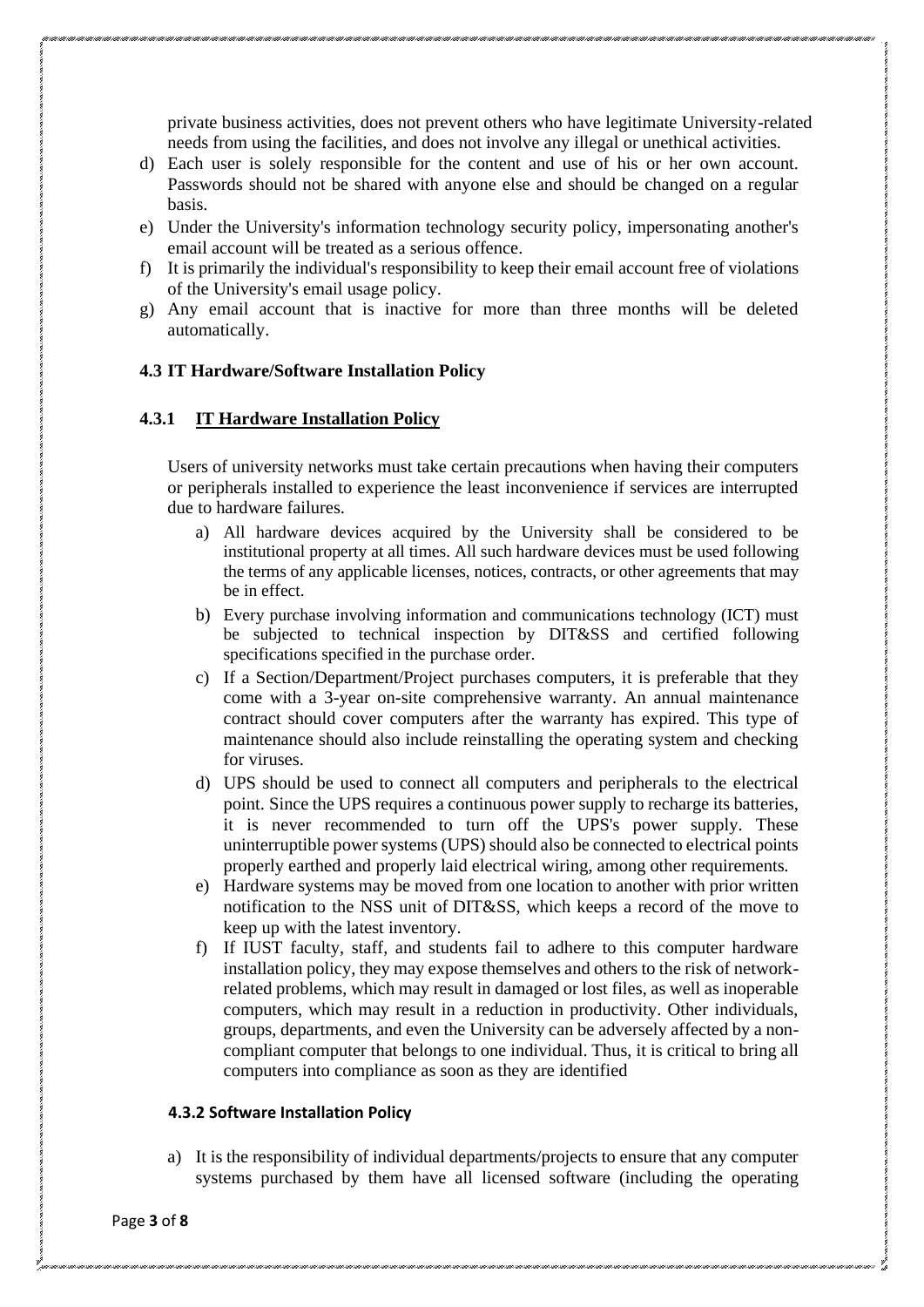private business activities, does not prevent others who have legitimate University-related needs from using the facilities, and does not involve any illegal or unethical activities.

d) Each user is solely responsible for the content and use of his or her own account. Passwords should not be shared with anyone else and should be changed on a regular basis.
e) Under the University's information technology security policy, impersonating another's email account will be treated as a serious offence.
f) It is primarily the individual's responsibility to keep their email account free of violations of the University's email usage policy.
g) Any email account that is inactive for more than three months will be deleted automatically.

### 4.3 IT Hardware/Software Installation Policy

#### 4.3.1 <u>IT Hardware Installation Policy</u>

Users of university networks must take certain precautions when having their computers or peripherals installed to experience the least inconvenience if services are interrupted due to hardware failures.

a) All hardware devices acquired by the University shall be considered to be institutional property at all times. All such hardware devices must be used following the terms of any applicable licenses, notices, contracts, or other agreements that may be in effect.
b) Every purchase involving information and communications technology (ICT) must be subjected to technical inspection by DIT&SS and certified following specifications specified in the purchase order.
c) If a Section/Department/Project purchases computers, it is preferable that they come with a 3-year on-site comprehensive warranty. An annual maintenance contract should cover computers after the warranty has expired. This type of maintenance should also include reinstalling the operating system and checking for viruses.
d) UPS should be used to connect all computers and peripherals to the electrical point. Since the UPS requires a continuous power supply to recharge its batteries, it is never recommended to turn off the UPS's power supply. These uninterruptible power systems (UPS) should also be connected to electrical points properly earthed and properly laid electrical wiring, among other requirements.
e) Hardware systems may be moved from one location to another with prior written notification to the NSS unit of DIT&SS, which keeps a record of the move to keep up with the latest inventory.
f) If IUST faculty, staff, and students fail to adhere to this computer hardware installation policy, they may expose themselves and others to the risk of network-related problems, which may result in damaged or lost files, as well as inoperable computers, which may result in a reduction in productivity. Other individuals, groups, departments, and even the University can be adversely affected by a non-compliant computer that belongs to one individual. Thus, it is critical to bring all computers into compliance as soon as they are identified

#### 4.3.2 Software Installation Policy

a) It is the responsibility of individual departments/projects to ensure that any computer systems purchased by them have all licensed software (including the operating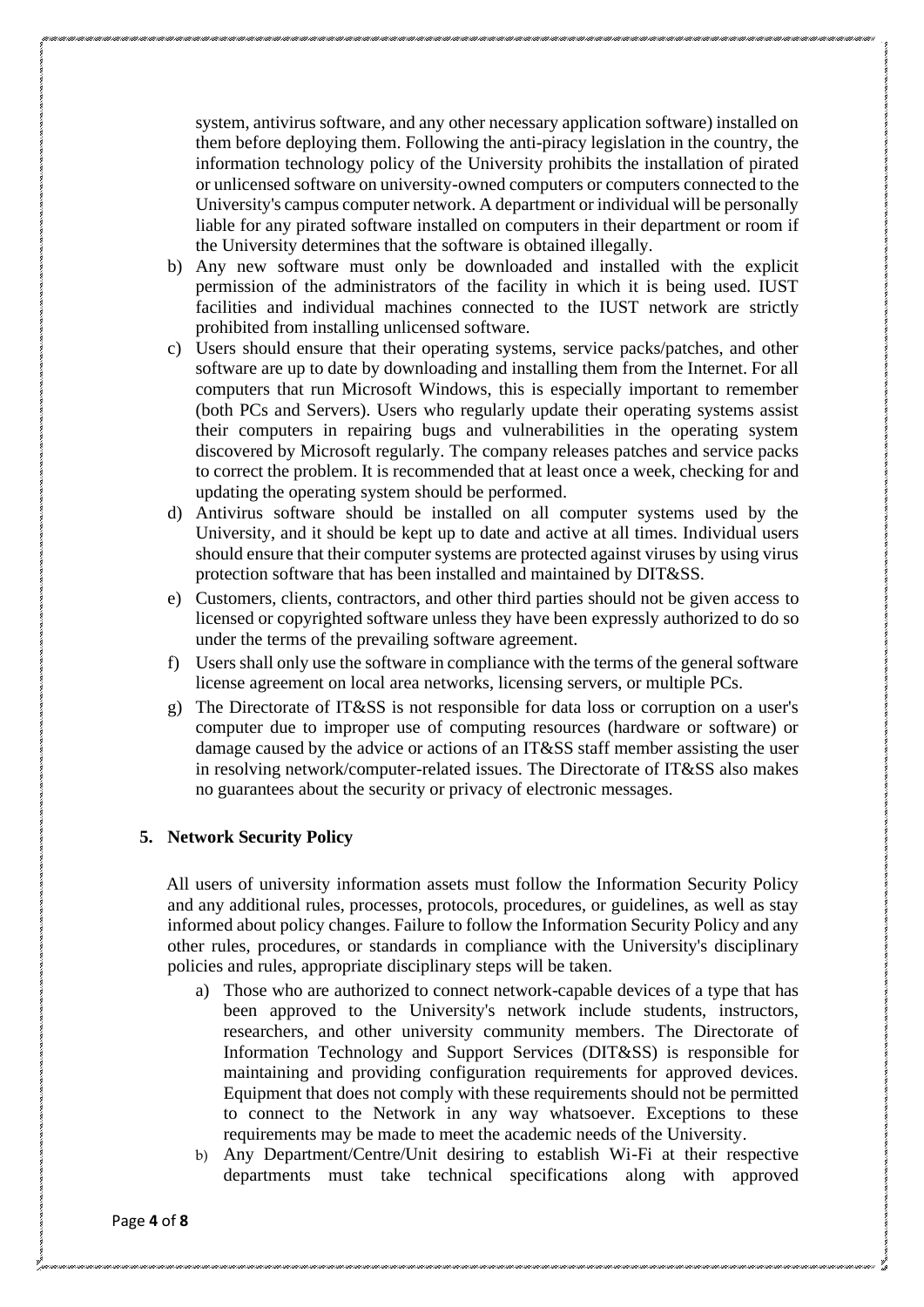system, antivirus software, and any other necessary application software) installed on them before deploying them. Following the anti-piracy legislation in the country, the information technology policy of the University prohibits the installation of pirated or unlicensed software on university-owned computers or computers connected to the University's campus computer network. A department or individual will be personally liable for any pirated software installed on computers in their department or room if the University determines that the software is obtained illegally.

b) Any new software must only be downloaded and installed with the explicit permission of the administrators of the facility in which it is being used. IUST facilities and individual machines connected to the IUST network are strictly prohibited from installing unlicensed software.

c) Users should ensure that their operating systems, service packs/patches, and other software are up to date by downloading and installing them from the Internet. For all computers that run Microsoft Windows, this is especially important to remember (both PCs and Servers). Users who regularly update their operating systems assist their computers in repairing bugs and vulnerabilities in the operating system discovered by Microsoft regularly. The company releases patches and service packs to correct the problem. It is recommended that at least once a week, checking for and updating the operating system should be performed.

d) Antivirus software should be installed on all computer systems used by the University, and it should be kept up to date and active at all times. Individual users should ensure that their computer systems are protected against viruses by using virus protection software that has been installed and maintained by DIT&SS.

e) Customers, clients, contractors, and other third parties should not be given access to licensed or copyrighted software unless they have been expressly authorized to do so under the terms of the prevailing software agreement.

f) Users shall only use the software in compliance with the terms of the general software license agreement on local area networks, licensing servers, or multiple PCs.

g) The Directorate of IT&SS is not responsible for data loss or corruption on a user's computer due to improper use of computing resources (hardware or software) or damage caused by the advice or actions of an IT&SS staff member assisting the user in resolving network/computer-related issues. The Directorate of IT&SS also makes no guarantees about the security or privacy of electronic messages.

## 5. Network Security Policy

All users of university information assets must follow the Information Security Policy and any additional rules, processes, protocols, procedures, or guidelines, as well as stay informed about policy changes. Failure to follow the Information Security Policy and any other rules, procedures, or standards in compliance with the University's disciplinary policies and rules, appropriate disciplinary steps will be taken.

a) Those who are authorized to connect network-capable devices of a type that has been approved to the University's network include students, instructors, researchers, and other university community members. The Directorate of Information Technology and Support Services (DIT&SS) is responsible for maintaining and providing configuration requirements for approved devices. Equipment that does not comply with these requirements should not be permitted to connect to the Network in any way whatsoever. Exceptions to these requirements may be made to meet the academic needs of the University.

b) Any Department/Centre/Unit desiring to establish Wi-Fi at their respective departments must take technical specifications along with approved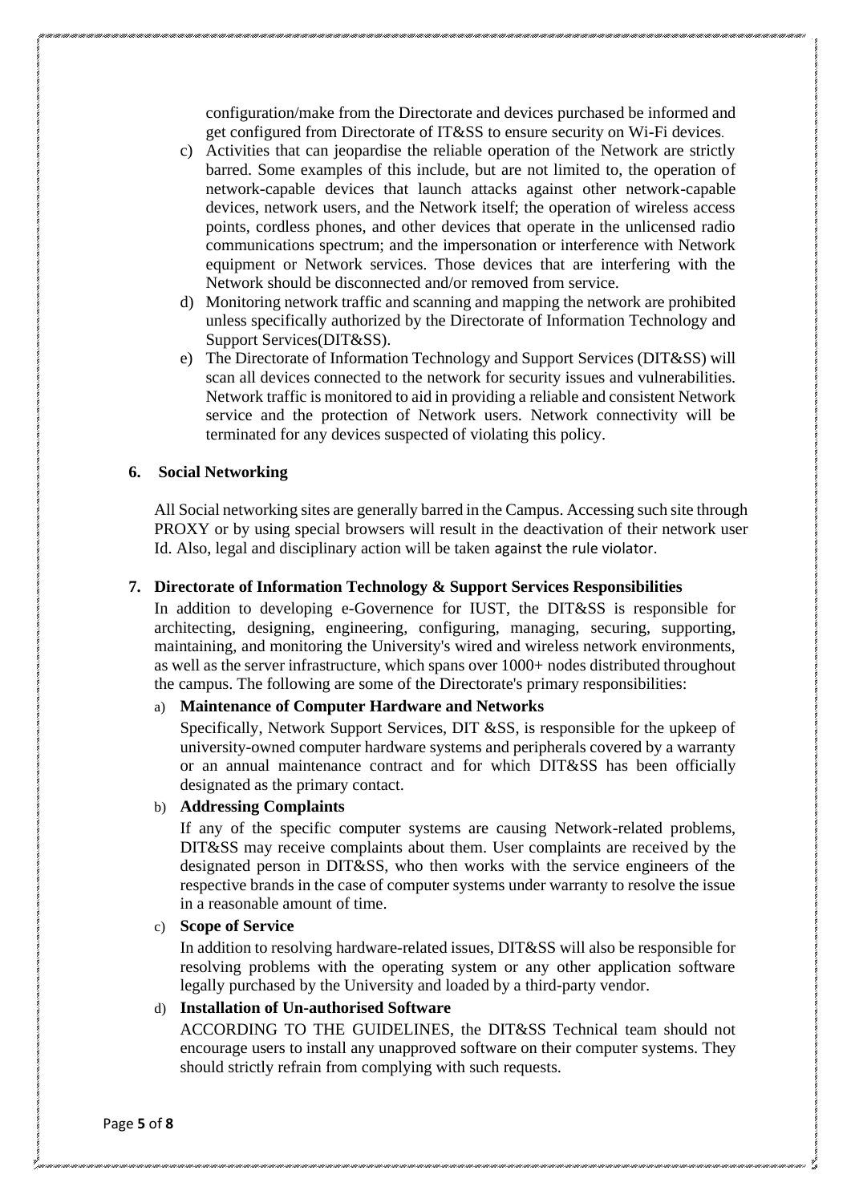configuration/make from the Directorate and devices purchased be informed and get configured from Directorate of IT&SS to ensure security on Wi-Fi devices.

c) Activities that can jeopardise the reliable operation of the Network are strictly barred. Some examples of this include, but are not limited to, the operation of network-capable devices that launch attacks against other network-capable devices, network users, and the Network itself; the operation of wireless access points, cordless phones, and other devices that operate in the unlicensed radio communications spectrum; and the impersonation or interference with Network equipment or Network services. Those devices that are interfering with the Network should be disconnected and/or removed from service.

d) Monitoring network traffic and scanning and mapping the network are prohibited unless specifically authorized by the Directorate of Information Technology and Support Services(DIT&SS).

e) The Directorate of Information Technology and Support Services (DIT&SS) will scan all devices connected to the network for security issues and vulnerabilities. Network traffic is monitored to aid in providing a reliable and consistent Network service and the protection of Network users. Network connectivity will be terminated for any devices suspected of violating this policy.

## 6. Social Networking

All Social networking sites are generally barred in the Campus. Accessing such site through PROXY or by using special browsers will result in the deactivation of their network user Id. Also, legal and disciplinary action will be taken against the rule violator.

## 7. Directorate of Information Technology & Support Services Responsibilities

In addition to developing e-Governence for IUST, the DIT&SS is responsible for architecting, designing, engineering, configuring, managing, securing, supporting, maintaining, and monitoring the University's wired and wireless network environments, as well as the server infrastructure, which spans over 1000+ nodes distributed throughout the campus. The following are some of the Directorate's primary responsibilities:

a) **Maintenance of Computer Hardware and Networks**

Specifically, Network Support Services, DIT &SS, is responsible for the upkeep of university-owned computer hardware systems and peripherals covered by a warranty or an annual maintenance contract and for which DIT&SS has been officially designated as the primary contact.

b) **Addressing Complaints**

If any of the specific computer systems are causing Network-related problems, DIT&SS may receive complaints about them. User complaints are received by the designated person in DIT&SS, who then works with the service engineers of the respective brands in the case of computer systems under warranty to resolve the issue in a reasonable amount of time.

c) **Scope of Service**

In addition to resolving hardware-related issues, DIT&SS will also be responsible for resolving problems with the operating system or any other application software legally purchased by the University and loaded by a third-party vendor.

d) **Installation of Un-authorised Software**

ACCORDING TO THE GUIDELINES, the DIT&SS Technical team should not encourage users to install any unapproved software on their computer systems. They should strictly refrain from complying with such requests.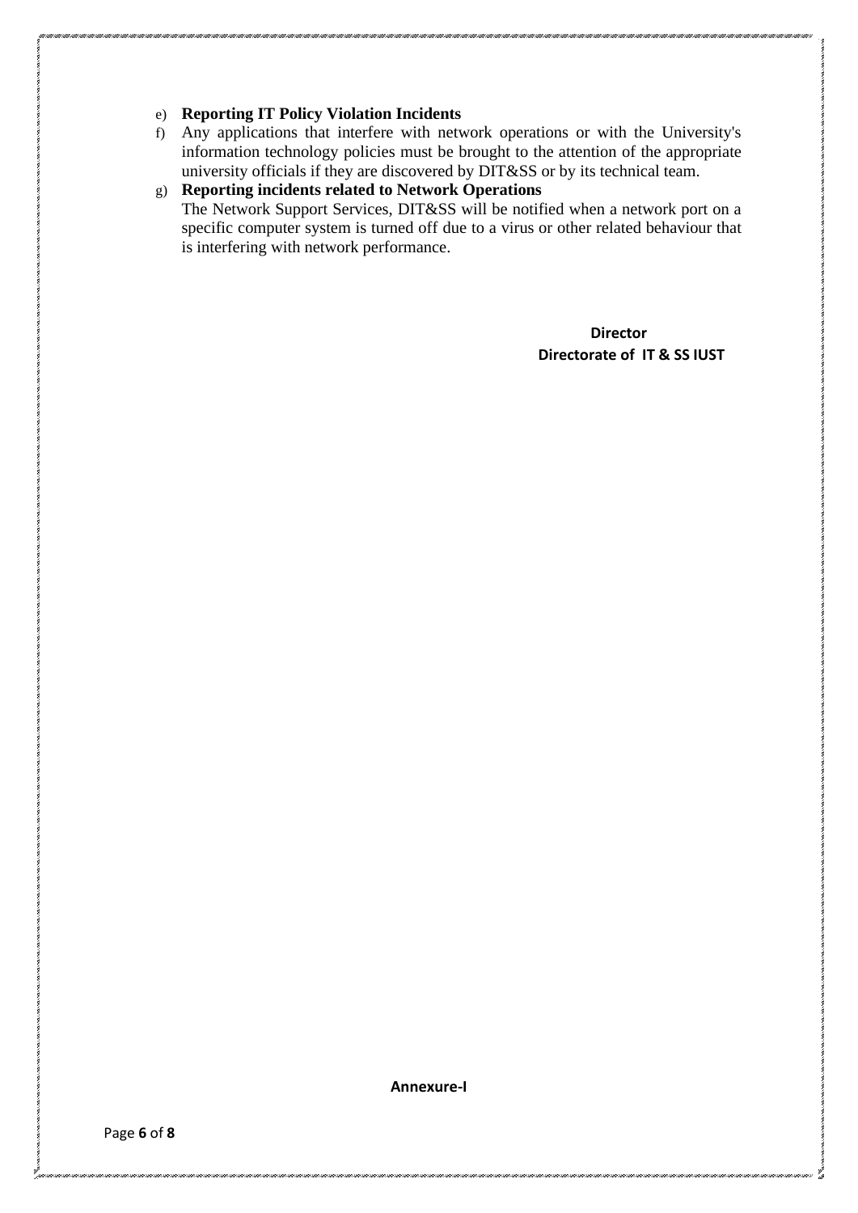e) **Reporting IT Policy Violation Incidents**

f) Any applications that interfere with network operations or with the University's information technology policies must be brought to the attention of the appropriate university officials if they are discovered by DIT&SS or by its technical team.

g) **Reporting incidents related to Network Operations**
The Network Support Services, DIT&SS will be notified when a network port on a specific computer system is turned off due to a virus or other related behaviour that is interfering with network performance.

**Director**
**Directorate of IT & SS IUST**

**Annexure-I**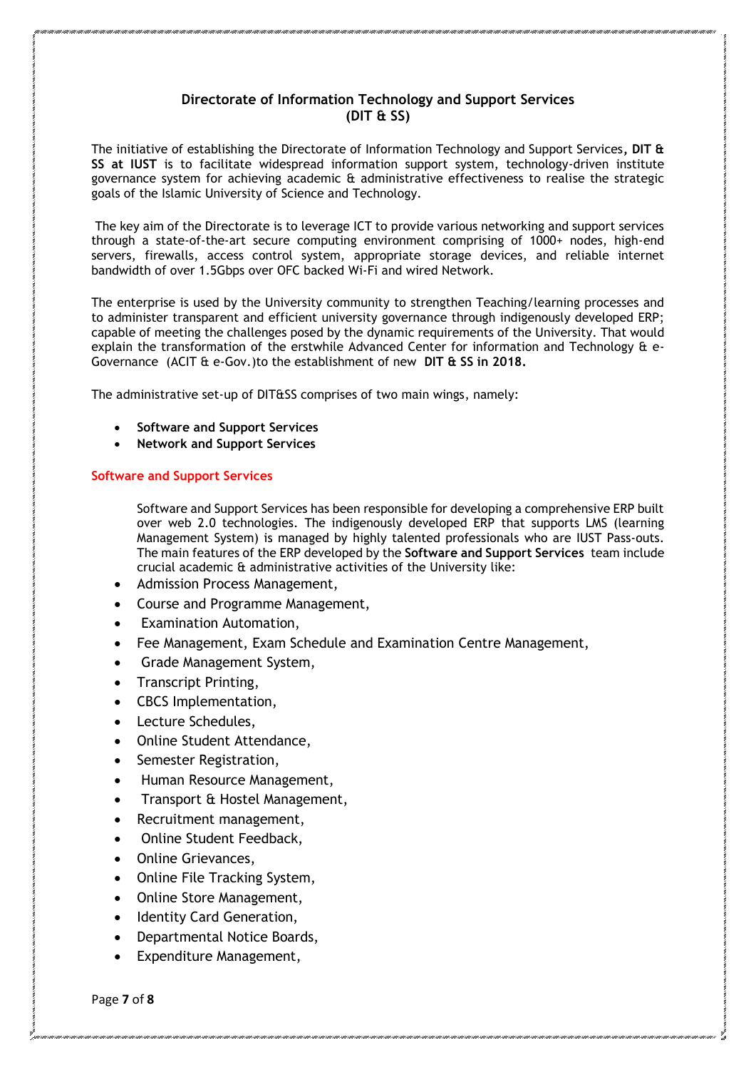## Directorate of Information Technology and Support Services (DIT & SS)

The initiative of establishing the Directorate of Information Technology and Support Services**, DIT & SS at IUST** is to facilitate widespread information support system, technology-driven institute governance system for achieving academic & administrative effectiveness to realise the strategic goals of the Islamic University of Science and Technology.

The key aim of the Directorate is to leverage ICT to provide various networking and support services through a state-of-the-art secure computing environment comprising of 1000+ nodes, high-end servers, firewalls, access control system, appropriate storage devices, and reliable internet bandwidth of over 1.5Gbps over OFC backed Wi-Fi and wired Network.

The enterprise is used by the University community to strengthen Teaching/learning processes and to administer transparent and efficient university governance through indigenously developed ERP; capable of meeting the challenges posed by the dynamic requirements of the University. That would explain the transformation of the erstwhile Advanced Center for information and Technology & e-Governance (ACIT & e-Gov.)to the establishment of new **DIT & SS in 2018.**

The administrative set-up of DIT&SS comprises of two main wings, namely:

- **Software and Support Services**
- **Network and Support Services**

### Software and Support Services

Software and Support Services has been responsible for developing a comprehensive ERP built over web 2.0 technologies. The indigenously developed ERP that supports LMS (learning Management System) is managed by highly talented professionals who are IUST Pass-outs. The main features of the ERP developed by the **Software and Support Services** team include crucial academic & administrative activities of the University like:

- Admission Process Management,
- Course and Programme Management,
- Examination Automation,
- Fee Management, Exam Schedule and Examination Centre Management,
- Grade Management System,
- Transcript Printing,
- CBCS Implementation,
- Lecture Schedules,
- Online Student Attendance,
- Semester Registration,
- Human Resource Management,
- Transport & Hostel Management,
- Recruitment management,
- Online Student Feedback,
- Online Grievances,
- Online File Tracking System,
- Online Store Management,
- Identity Card Generation,
- Departmental Notice Boards,
- Expenditure Management,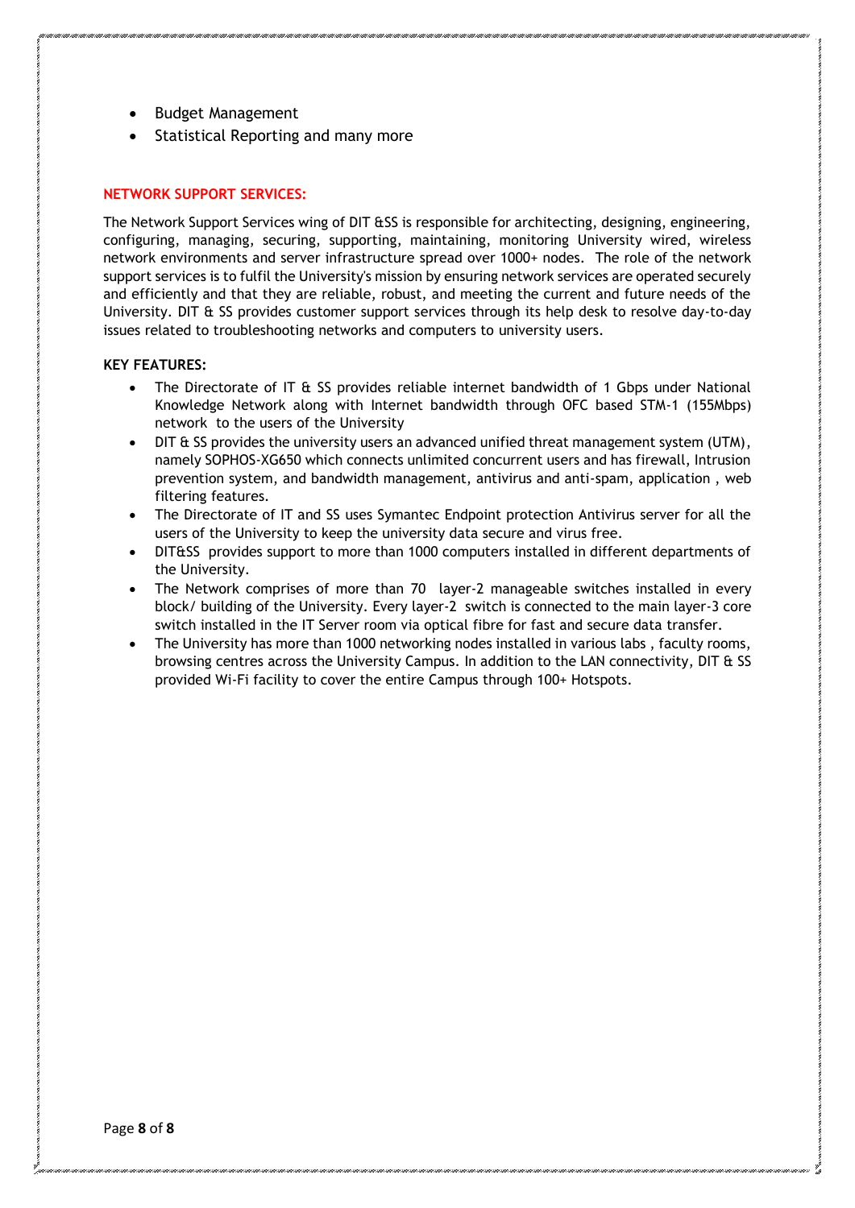- Budget Management
- Statistical Reporting and many more

## NETWORK SUPPORT SERVICES:

The Network Support Services wing of DIT &SS is responsible for architecting, designing, engineering, configuring, managing, securing, supporting, maintaining, monitoring University wired, wireless network environments and server infrastructure spread over 1000+ nodes. The role of the network support services is to fulfil the University's mission by ensuring network services are operated securely and efficiently and that they are reliable, robust, and meeting the current and future needs of the University. DIT & SS provides customer support services through its help desk to resolve day-to-day issues related to troubleshooting networks and computers to university users.

**KEY FEATURES:**

- The Directorate of IT & SS provides reliable internet bandwidth of 1 Gbps under National Knowledge Network along with Internet bandwidth through OFC based STM-1 (155Mbps) network to the users of the University
- DIT & SS provides the university users an advanced unified threat management system (UTM), namely SOPHOS-XG650 which connects unlimited concurrent users and has firewall, Intrusion prevention system, and bandwidth management, antivirus and anti-spam, application , web filtering features.
- The Directorate of IT and SS uses Symantec Endpoint protection Antivirus server for all the users of the University to keep the university data secure and virus free.
- DIT&SS provides support to more than 1000 computers installed in different departments of the University.
- The Network comprises of more than 70 layer-2 manageable switches installed in every block/ building of the University. Every layer-2 switch is connected to the main layer-3 core switch installed in the IT Server room via optical fibre for fast and secure data transfer.
- The University has more than 1000 networking nodes installed in various labs , faculty rooms, browsing centres across the University Campus. In addition to the LAN connectivity, DIT & SS provided Wi-Fi facility to cover the entire Campus through 100+ Hotspots.